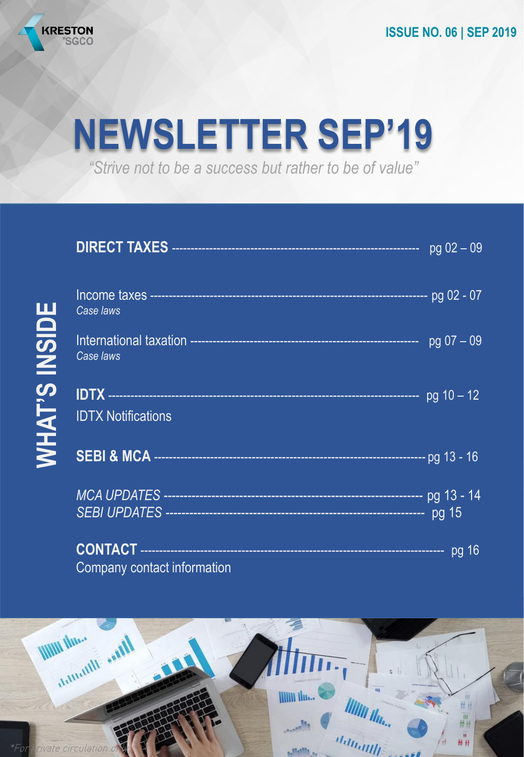KRESTON SGCO

ISSUE NO. 06 | SEP 2019

# NEWSLETTER SEP'19

*"Strive not to be a success but rather to be of value"*

## WHAT'S INSIDE

**DIRECT TAXES** ---------- pg 02 – 09

Income taxes ---------- pg 02 - 07
*Case laws*

International taxation ---------- pg 07 – 09
*Case laws*

**IDTX** ---------- pg 10 – 12
IDTX Notifications

**SEBI & MCA** ---------- pg 13 - 16

*MCA UPDATES* ---------- pg 13 - 14
*SEBI UPDATES* ---------- pg 15

**CONTACT** ---------- pg 16
Company contact information

*For private circulation only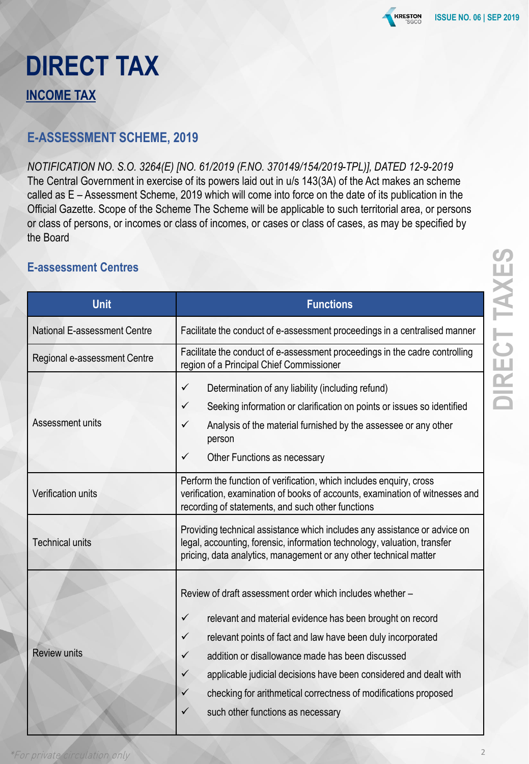# DIRECT TAX

## INCOME TAX

### E-ASSESSMENT SCHEME, 2019

*NOTIFICATION NO. S.O. 3264(E) [NO. 61/2019 (F.NO. 370149/154/2019-TPL)], DATED 12-9-2019*
The Central Government in exercise of its powers laid out in u/s 143(3A) of the Act makes an scheme called as E – Assessment Scheme, 2019 which will come into force on the date of its publication in the Official Gazette. Scope of the Scheme The Scheme will be applicable to such territorial area, or persons or class of persons, or incomes or class of incomes, or cases or class of cases, as may be specified by the Board

#### E-assessment Centres

| Unit | Functions |
|---|---|
| National E-assessment Centre | Facilitate the conduct of e-assessment proceedings in a centralised manner |
| Regional e-assessment Centre | Facilitate the conduct of e-assessment proceedings in the cadre controlling region of a Principal Chief Commissioner |
| Assessment units | ✓ Determination of any liability (including refund)<br>✓ Seeking information or clarification on points or issues so identified<br>✓ Analysis of the material furnished by the assessee or any other person<br>✓ Other Functions as necessary |
| Verification units | Perform the function of verification, which includes enquiry, cross verification, examination of books of accounts, examination of witnesses and recording of statements, and such other functions |
| Technical units | Providing technical assistance which includes any assistance or advice on legal, accounting, forensic, information technology, valuation, transfer pricing, data analytics, management or any other technical matter |
| Review units | Review of draft assessment order which includes whether –<br>✓ relevant and material evidence has been brought on record<br>✓ relevant points of fact and law have been duly incorporated<br>✓ addition or disallowance made has been discussed<br>✓ applicable judicial decisions have been considered and dealt with<br>✓ checking for arithmetical correctness of modifications proposed<br>✓ such other functions as necessary |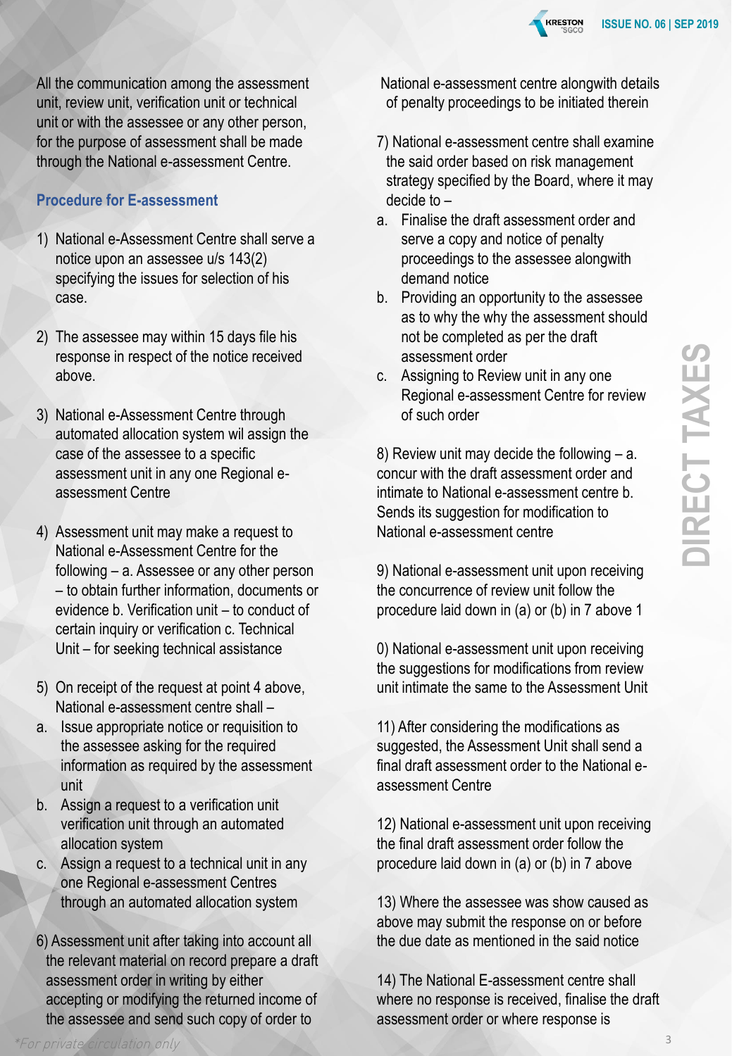All the communication among the assessment unit, review unit, verification unit or technical unit or with the assessee or any other person, for the purpose of assessment shall be made through the National e-assessment Centre.

### Procedure for E-assessment

1) National e-Assessment Centre shall serve a notice upon an assessee u/s 143(2) specifying the issues for selection of his case.

2) The assessee may within 15 days file his response in respect of the notice received above.

3) National e-Assessment Centre through automated allocation system wil assign the case of the assessee to a specific assessment unit in any one Regional e-assessment Centre

4) Assessment unit may make a request to National e-Assessment Centre for the following – a. Assessee or any other person – to obtain further information, documents or evidence b. Verification unit – to conduct of certain inquiry or verification c. Technical Unit – for seeking technical assistance

5) On receipt of the request at point 4 above, National e-assessment centre shall –

a. Issue appropriate notice or requisition to the assessee asking for the required information as required by the assessment unit
b. Assign a request to a verification unit verification unit through an automated allocation system
c. Assign a request to a technical unit in any one Regional e-assessment Centres through an automated allocation system

6) Assessment unit after taking into account all the relevant material on record prepare a draft assessment order in writing by either accepting or modifying the returned income of the assessee and send such copy of order to National e-assessment centre alongwith details of penalty proceedings to be initiated therein

7) National e-assessment centre shall examine the said order based on risk management strategy specified by the Board, where it may decide to –

a. Finalise the draft assessment order and serve a copy and notice of penalty proceedings to the assessee alongwith demand notice
b. Providing an opportunity to the assessee as to why the why the assessment should not be completed as per the draft assessment order
c. Assigning to Review unit in any one Regional e-assessment Centre for review of such order

8) Review unit may decide the following – a. concur with the draft assessment order and intimate to National e-assessment centre b. Sends its suggestion for modification to National e-assessment centre

9) National e-assessment unit upon receiving the concurrence of review unit follow the procedure laid down in (a) or (b) in 7 above 1

0) National e-assessment unit upon receiving the suggestions for modifications from review unit intimate the same to the Assessment Unit

11) After considering the modifications as suggested, the Assessment Unit shall send a final draft assessment order to the National e-assessment Centre

12) National e-assessment unit upon receiving the final draft assessment order follow the procedure laid down in (a) or (b) in 7 above

13) Where the assessee was show caused as above may submit the response on or before the due date as mentioned in the said notice

14) The National E-assessment centre shall where no response is received, finalise the draft assessment order or where response is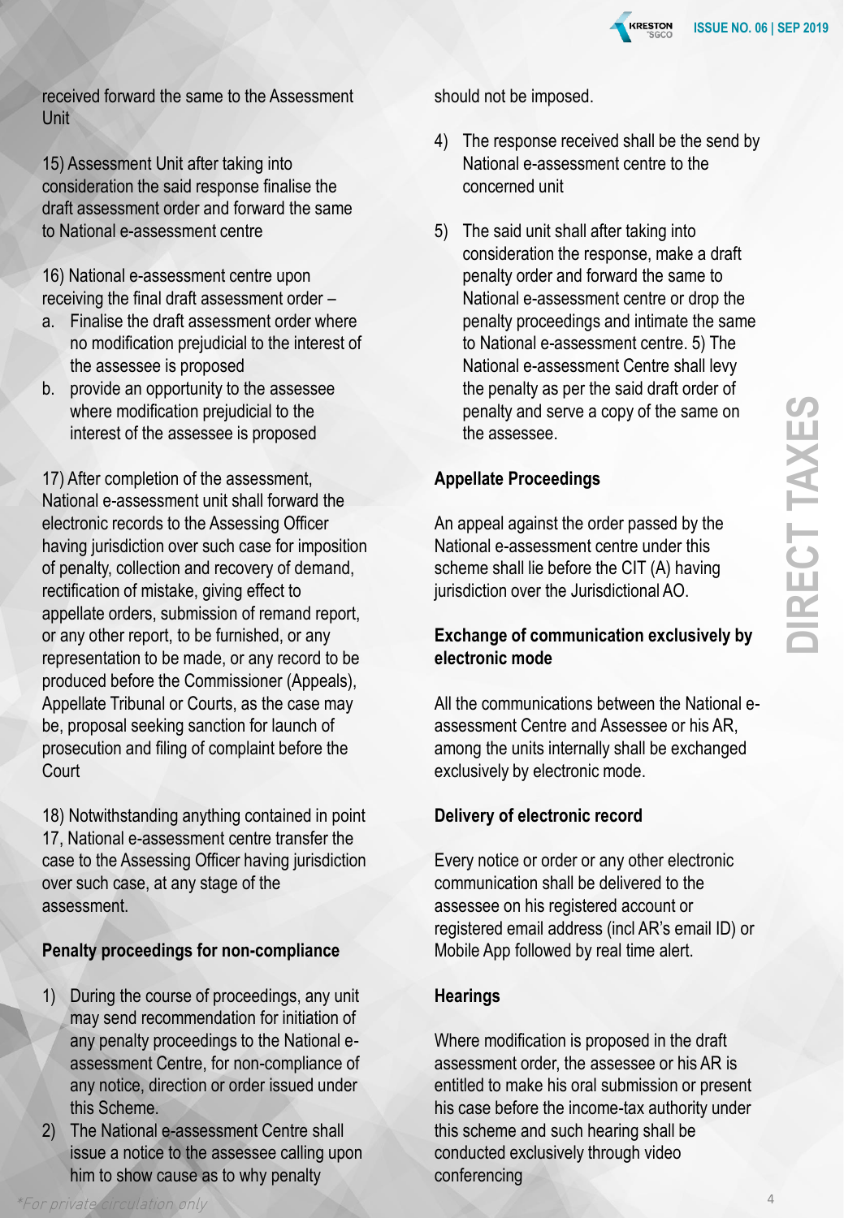received forward the same to the Assessment Unit

15) Assessment Unit after taking into consideration the said response finalise the draft assessment order and forward the same to National e-assessment centre

16) National e-assessment centre upon receiving the final draft assessment order –

a. Finalise the draft assessment order where no modification prejudicial to the interest of the assessee is proposed
b. provide an opportunity to the assessee where modification prejudicial to the interest of the assessee is proposed

17) After completion of the assessment, National e-assessment unit shall forward the electronic records to the Assessing Officer having jurisdiction over such case for imposition of penalty, collection and recovery of demand, rectification of mistake, giving effect to appellate orders, submission of remand report, or any other report, to be furnished, or any representation to be made, or any record to be produced before the Commissioner (Appeals), Appellate Tribunal or Courts, as the case may be, proposal seeking sanction for launch of prosecution and filing of complaint before the Court

18) Notwithstanding anything contained in point 17, National e-assessment centre transfer the case to the Assessing Officer having jurisdiction over such case, at any stage of the assessment.

**Penalty proceedings for non-compliance**

1) During the course of proceedings, any unit may send recommendation for initiation of any penalty proceedings to the National e-assessment Centre, for non-compliance of any notice, direction or order issued under this Scheme.
2) The National e-assessment Centre shall issue a notice to the assessee calling upon him to show cause as to why penalty should not be imposed.
4) The response received shall be the send by National e-assessment centre to the concerned unit
5) The said unit shall after taking into consideration the response, make a draft penalty order and forward the same to National e-assessment centre or drop the penalty proceedings and intimate the same to National e-assessment centre. 5) The National e-assessment Centre shall levy the penalty as per the said draft order of penalty and serve a copy of the same on the assessee.

**Appellate Proceedings**

An appeal against the order passed by the National e-assessment centre under this scheme shall lie before the CIT (A) having jurisdiction over the Jurisdictional AO.

**Exchange of communication exclusively by electronic mode**

All the communications between the National e-assessment Centre and Assessee or his AR, among the units internally shall be exchanged exclusively by electronic mode.

**Delivery of electronic record**

Every notice or order or any other electronic communication shall be delivered to the assessee on his registered account or registered email address (incl AR's email ID) or Mobile App followed by real time alert.

**Hearings**

Where modification is proposed in the draft assessment order, the assessee or his AR is entitled to make his oral submission or present his case before the income-tax authority under this scheme and such hearing shall be conducted exclusively through video conferencing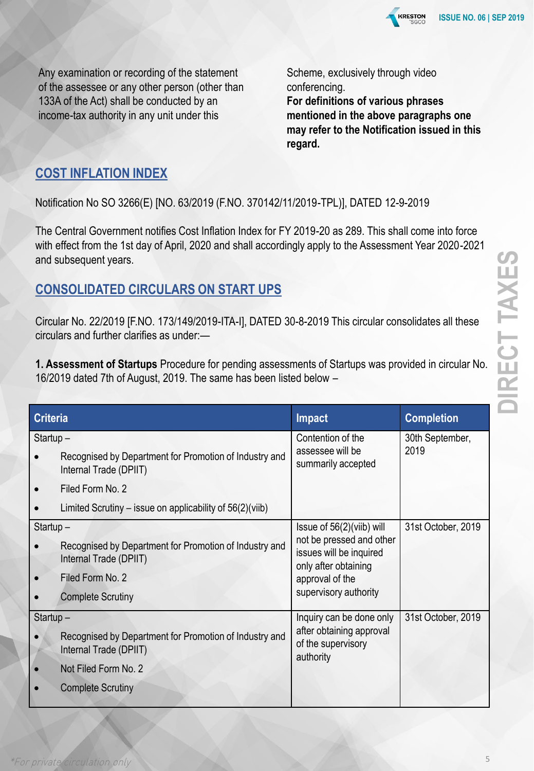Any examination or recording of the statement of the assessee or any other person (other than 133A of the Act) shall be conducted by an income-tax authority in any unit under this Scheme, exclusively through video conferencing.

**For definitions of various phrases mentioned in the above paragraphs one may refer to the Notification issued in this regard.**

## COST INFLATION INDEX

Notification No SO 3266(E) [NO. 63/2019 (F.NO. 370142/11/2019-TPL)], DATED 12-9-2019

The Central Government notifies Cost Inflation Index for FY 2019-20 as 289. This shall come into force with effect from the 1st day of April, 2020 and shall accordingly apply to the Assessment Year 2020-2021 and subsequent years.

## CONSOLIDATED CIRCULARS ON START UPS

Circular No. 22/2019 [F.NO. 173/149/2019-ITA-I], DATED 30-8-2019 This circular consolidates all these circulars and further clarifies as under:—

**1. Assessment of Startups** Procedure for pending assessments of Startups was provided in circular No. 16/2019 dated 7th of August, 2019. The same has been listed below –

| Criteria | Impact | Completion |
|---|---|---|
| Startup – <br>• Recognised by Department for Promotion of Industry and Internal Trade (DPIIT)<br>• Filed Form No. 2<br>• Limited Scrutiny – issue on applicability of 56(2)(viib) | Contention of the assessee will be summarily accepted | 30th September, 2019 |
| Startup – <br>• Recognised by Department for Promotion of Industry and Internal Trade (DPIIT)<br>• Filed Form No. 2<br>• Complete Scrutiny | Issue of 56(2)(viib) will not be pressed and other issues will be inquired only after obtaining approval of the supervisory authority | 31st October, 2019 |
| Startup – <br>• Recognised by Department for Promotion of Industry and Internal Trade (DPIIT)<br>• Not Filed Form No. 2<br>• Complete Scrutiny | Inquiry can be done only after obtaining approval of the supervisory authority | 31st October, 2019 |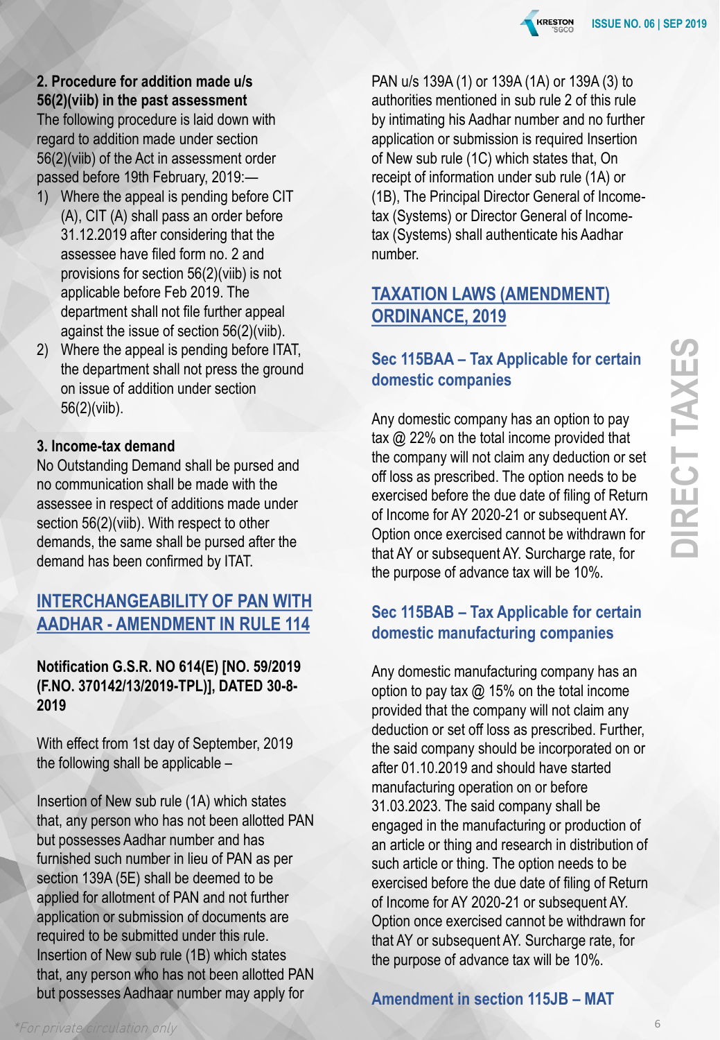**2. Procedure for addition made u/s 56(2)(viib) in the past assessment**

The following procedure is laid down with regard to addition made under section 56(2)(viib) of the Act in assessment order passed before 19th February, 2019:—

1) Where the appeal is pending before CIT (A), CIT (A) shall pass an order before 31.12.2019 after considering that the assessee have filed form no. 2 and provisions for section 56(2)(viib) is not applicable before Feb 2019. The department shall not file further appeal against the issue of section 56(2)(viib).
2) Where the appeal is pending before ITAT, the department shall not press the ground on issue of addition under section 56(2)(viib).

**3. Income-tax demand**

No Outstanding Demand shall be pursed and no communication shall be made with the assessee in respect of additions made under section 56(2)(viib). With respect to other demands, the same shall be pursed after the demand has been confirmed by ITAT.

## INTERCHANGEABILITY OF PAN WITH AADHAR - AMENDMENT IN RULE 114

**Notification G.S.R. NO 614(E) [NO. 59/2019 (F.NO. 370142/13/2019-TPL)], DATED 30-8-2019**

With effect from 1st day of September, 2019 the following shall be applicable –

Insertion of New sub rule (1A) which states that, any person who has not been allotted PAN but possesses Aadhar number and has furnished such number in lieu of PAN as per section 139A (5E) shall be deemed to be applied for allotment of PAN and not further application or submission of documents are required to be submitted under this rule. Insertion of New sub rule (1B) which states that, any person who has not been allotted PAN but possesses Aadhaar number may apply for PAN u/s 139A (1) or 139A (1A) or 139A (3) to authorities mentioned in sub rule 2 of this rule by intimating his Aadhar number and no further application or submission is required Insertion of New sub rule (1C) which states that, On receipt of information under sub rule (1A) or (1B), The Principal Director General of Income-tax (Systems) or Director General of Income-tax (Systems) shall authenticate his Aadhar number.

## TAXATION LAWS (AMENDMENT) ORDINANCE, 2019

### Sec 115BAA – Tax Applicable for certain domestic companies

Any domestic company has an option to pay tax @ 22% on the total income provided that the company will not claim any deduction or set off loss as prescribed. The option needs to be exercised before the due date of filing of Return of Income for AY 2020-21 or subsequent AY. Option once exercised cannot be withdrawn for that AY or subsequent AY. Surcharge rate, for the purpose of advance tax will be 10%.

### Sec 115BAB – Tax Applicable for certain domestic manufacturing companies

Any domestic manufacturing company has an option to pay tax @ 15% on the total income provided that the company will not claim any deduction or set off loss as prescribed. Further, the said company should be incorporated on or after 01.10.2019 and should have started manufacturing operation on or before 31.03.2023. The said company shall be engaged in the manufacturing or production of an article or thing and research in distribution of such article or thing. The option needs to be exercised before the due date of filing of Return of Income for AY 2020-21 or subsequent AY. Option once exercised cannot be withdrawn for that AY or subsequent AY. Surcharge rate, for the purpose of advance tax will be 10%.

### Amendment in section 115JB – MAT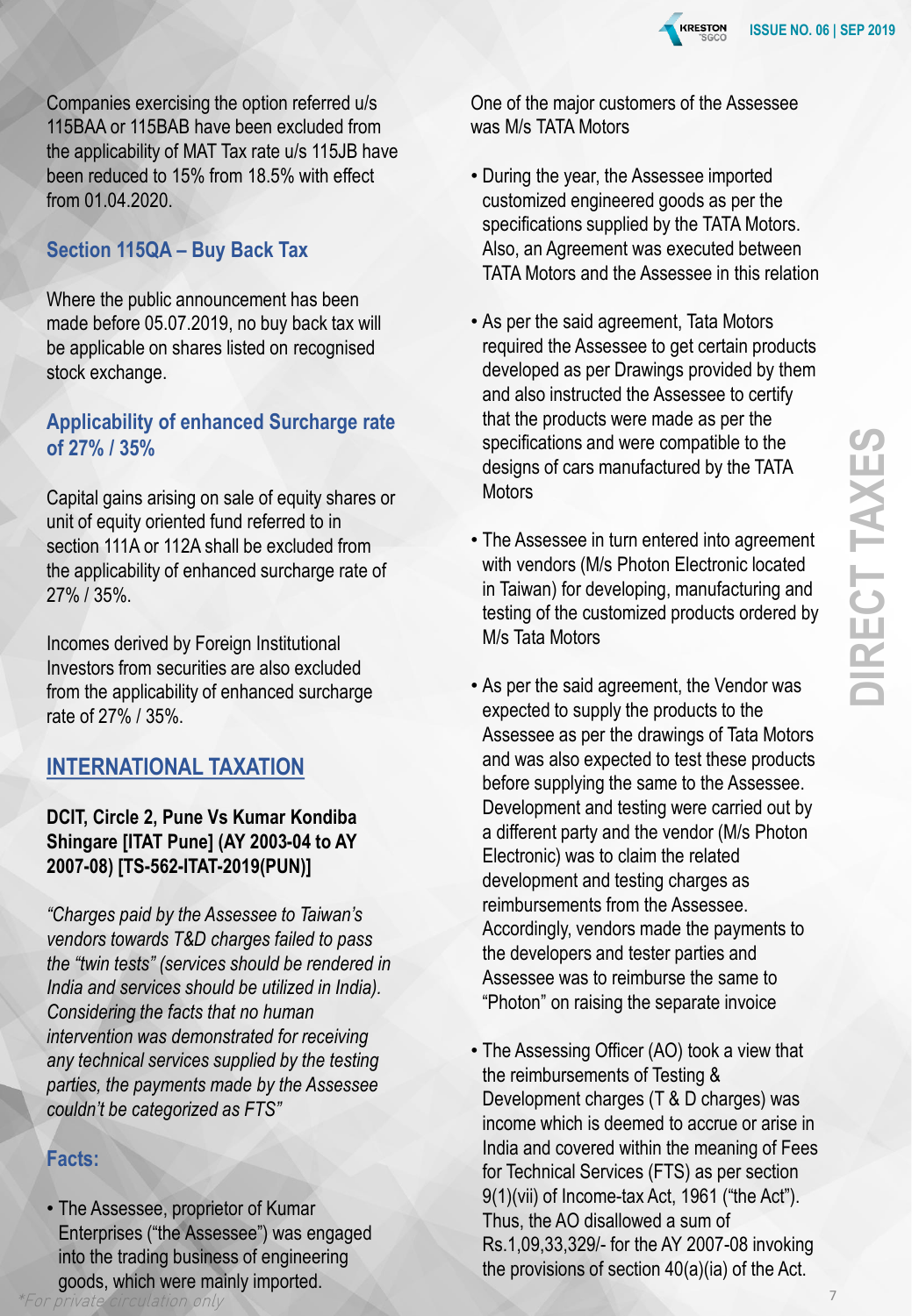Companies exercising the option referred u/s 115BAA or 115BAB have been excluded from the applicability of MAT Tax rate u/s 115JB have been reduced to 15% from 18.5% with effect from 01.04.2020.

### Section 115QA – Buy Back Tax

Where the public announcement has been made before 05.07.2019, no buy back tax will be applicable on shares listed on recognised stock exchange.

### Applicability of enhanced Surcharge rate of 27% / 35%

Capital gains arising on sale of equity shares or unit of equity oriented fund referred to in section 111A or 112A shall be excluded from the applicability of enhanced surcharge rate of 27% / 35%.

Incomes derived by Foreign Institutional Investors from securities are also excluded from the applicability of enhanced surcharge rate of 27% / 35%.

## INTERNATIONAL TAXATION

**DCIT, Circle 2, Pune Vs Kumar Kondiba Shingare [ITAT Pune] (AY 2003-04 to AY 2007-08) [TS-562-ITAT-2019(PUN)]**

*"Charges paid by the Assessee to Taiwan's vendors towards T&D charges failed to pass the "twin tests" (services should be rendered in India and services should be utilized in India). Considering the facts that no human intervention was demonstrated for receiving any technical services supplied by the testing parties, the payments made by the Assessee couldn't be categorized as FTS"*

### Facts:

- The Assessee, proprietor of Kumar Enterprises ("the Assessee") was engaged into the trading business of engineering goods, which were mainly imported.

One of the major customers of the Assessee was M/s TATA Motors

- During the year, the Assessee imported customized engineered goods as per the specifications supplied by the TATA Motors. Also, an Agreement was executed between TATA Motors and the Assessee in this relation
- As per the said agreement, Tata Motors required the Assessee to get certain products developed as per Drawings provided by them and also instructed the Assessee to certify that the products were made as per the specifications and were compatible to the designs of cars manufactured by the TATA Motors
- The Assessee in turn entered into agreement with vendors (M/s Photon Electronic located in Taiwan) for developing, manufacturing and testing of the customized products ordered by M/s Tata Motors
- As per the said agreement, the Vendor was expected to supply the products to the Assessee as per the drawings of Tata Motors and was also expected to test these products before supplying the same to the Assessee. Development and testing were carried out by a different party and the vendor (M/s Photon Electronic) was to claim the related development and testing charges as reimbursements from the Assessee. Accordingly, vendors made the payments to the developers and tester parties and Assessee was to reimburse the same to "Photon" on raising the separate invoice
- The Assessing Officer (AO) took a view that the reimbursements of Testing & Development charges (T & D charges) was income which is deemed to accrue or arise in India and covered within the meaning of Fees for Technical Services (FTS) as per section 9(1)(vii) of Income-tax Act, 1961 ("the Act"). Thus, the AO disallowed a sum of Rs.1,09,33,329/- for the AY 2007-08 invoking the provisions of section 40(a)(ia) of the Act.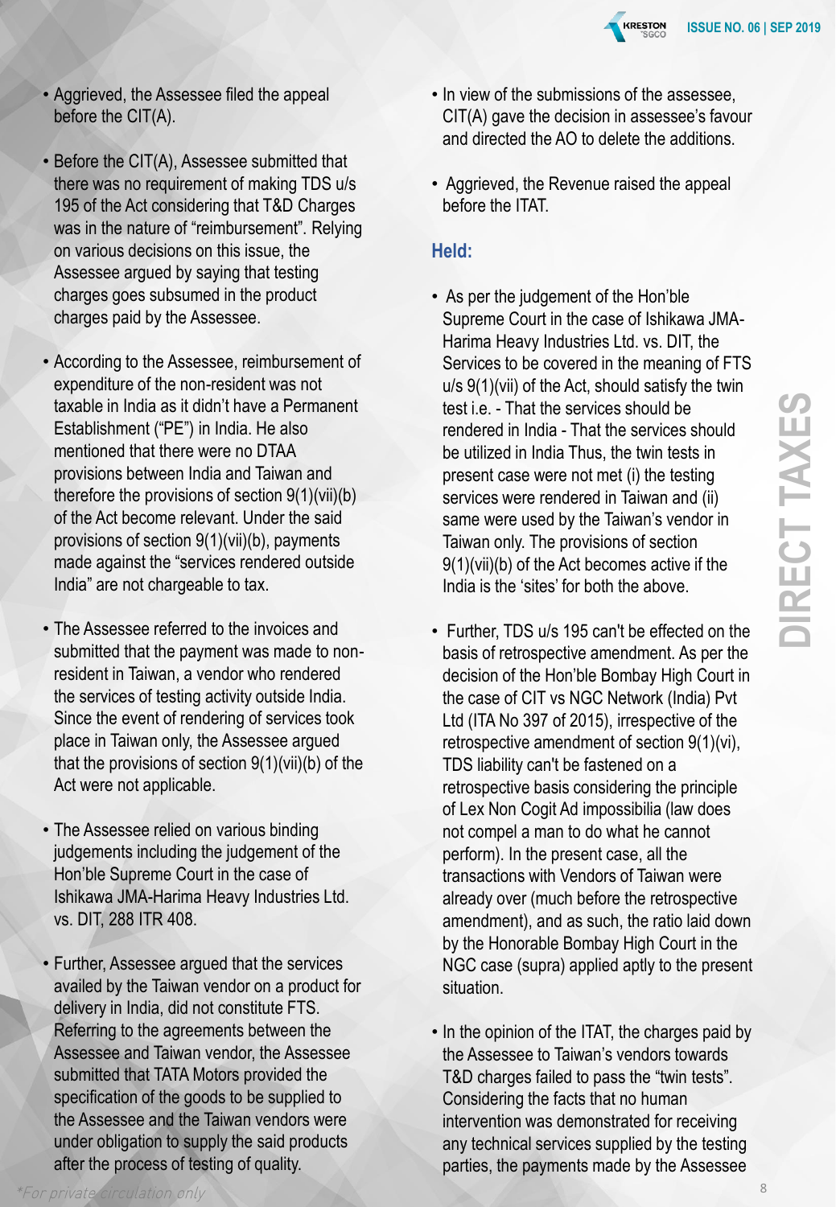- Aggrieved, the Assessee filed the appeal before the CIT(A).

- Before the CIT(A), Assessee submitted that there was no requirement of making TDS u/s 195 of the Act considering that T&D Charges was in the nature of "reimbursement". Relying on various decisions on this issue, the Assessee argued by saying that testing charges goes subsumed in the product charges paid by the Assessee.

- According to the Assessee, reimbursement of expenditure of the non-resident was not taxable in India as it didn't have a Permanent Establishment ("PE") in India. He also mentioned that there were no DTAA provisions between India and Taiwan and therefore the provisions of section 9(1)(vii)(b) of the Act become relevant. Under the said provisions of section 9(1)(vii)(b), payments made against the "services rendered outside India" are not chargeable to tax.

- The Assessee referred to the invoices and submitted that the payment was made to non-resident in Taiwan, a vendor who rendered the services of testing activity outside India. Since the event of rendering of services took place in Taiwan only, the Assessee argued that the provisions of section 9(1)(vii)(b) of the Act were not applicable.

- The Assessee relied on various binding judgements including the judgement of the Hon'ble Supreme Court in the case of Ishikawa JMA-Harima Heavy Industries Ltd. vs. DIT, 288 ITR 408.

- Further, Assessee argued that the services availed by the Taiwan vendor on a product for delivery in India, did not constitute FTS. Referring to the agreements between the Assessee and Taiwan vendor, the Assessee submitted that TATA Motors provided the specification of the goods to be supplied to the Assessee and the Taiwan vendors were under obligation to supply the said products after the process of testing of quality.

- In view of the submissions of the assessee, CIT(A) gave the decision in assessee's favour and directed the AO to delete the additions.

- Aggrieved, the Revenue raised the appeal before the ITAT.

### Held:

- As per the judgement of the Hon'ble Supreme Court in the case of Ishikawa JMA-Harima Heavy Industries Ltd. vs. DIT, the Services to be covered in the meaning of FTS u/s 9(1)(vii) of the Act, should satisfy the twin test i.e. - That the services should be rendered in India - That the services should be utilized in India Thus, the twin tests in present case were not met (i) the testing services were rendered in Taiwan and (ii) same were used by the Taiwan's vendor in Taiwan only. The provisions of section 9(1)(vii)(b) of the Act becomes active if the India is the 'sites' for both the above.

- Further, TDS u/s 195 can't be effected on the basis of retrospective amendment. As per the decision of the Hon'ble Bombay High Court in the case of CIT vs NGC Network (India) Pvt Ltd (ITA No 397 of 2015), irrespective of the retrospective amendment of section 9(1)(vi), TDS liability can't be fastened on a retrospective basis considering the principle of Lex Non Cogit Ad impossibilia (law does not compel a man to do what he cannot perform). In the present case, all the transactions with Vendors of Taiwan were already over (much before the retrospective amendment), and as such, the ratio laid down by the Honorable Bombay High Court in the NGC case (supra) applied aptly to the present situation.

- In the opinion of the ITAT, the charges paid by the Assessee to Taiwan's vendors towards T&D charges failed to pass the "twin tests". Considering the facts that no human intervention was demonstrated for receiving any technical services supplied by the testing parties, the payments made by the Assessee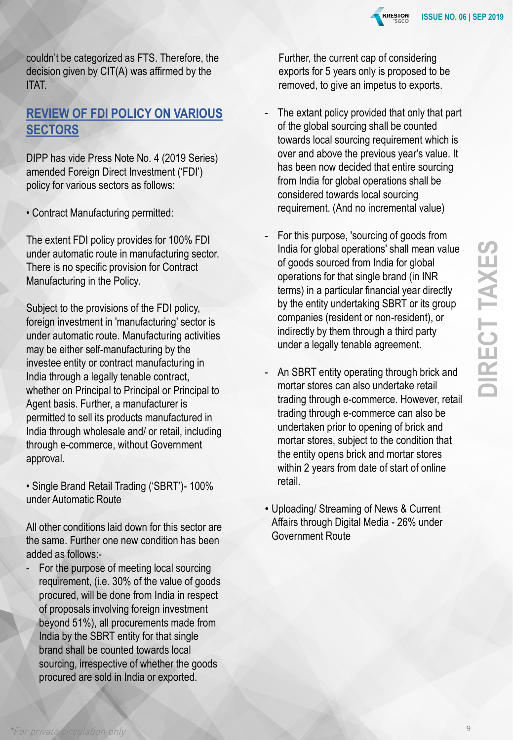couldn't be categorized as FTS. Therefore, the decision given by CIT(A) was affirmed by the ITAT.

## REVIEW OF FDI POLICY ON VARIOUS SECTORS

DIPP has vide Press Note No. 4 (2019 Series) amended Foreign Direct Investment ('FDI') policy for various sectors as follows:

• Contract Manufacturing permitted:

The extent FDI policy provides for 100% FDI under automatic route in manufacturing sector. There is no specific provision for Contract Manufacturing in the Policy.

Subject to the provisions of the FDI policy, foreign investment in 'manufacturing' sector is under automatic route. Manufacturing activities may be either self-manufacturing by the investee entity or contract manufacturing in India through a legally tenable contract, whether on Principal to Principal or Principal to Agent basis. Further, a manufacturer is permitted to sell its products manufactured in India through wholesale and/ or retail, including through e-commerce, without Government approval.

• Single Brand Retail Trading ('SBRT')- 100% under Automatic Route

All other conditions laid down for this sector are the same. Further one new condition has been added as follows:-

- For the purpose of meeting local sourcing requirement, (i.e. 30% of the value of goods procured, will be done from India in respect of proposals involving foreign investment beyond 51%), all procurements made from India by the SBRT entity for that single brand shall be counted towards local sourcing, irrespective of whether the goods procured are sold in India or exported.

  Further, the current cap of considering exports for 5 years only is proposed to be removed, to give an impetus to exports.

- The extant policy provided that only that part of the global sourcing shall be counted towards local sourcing requirement which is over and above the previous year's value. It has been now decided that entire sourcing from India for global operations shall be considered towards local sourcing requirement. (And no incremental value)

- For this purpose, 'sourcing of goods from India for global operations' shall mean value of goods sourced from India for global operations for that single brand (in INR terms) in a particular financial year directly by the entity undertaking SBRT or its group companies (resident or non-resident), or indirectly by them through a third party under a legally tenable agreement.

- An SBRT entity operating through brick and mortar stores can also undertake retail trading through e-commerce. However, retail trading through e-commerce can also be undertaken prior to opening of brick and mortar stores, subject to the condition that the entity opens brick and mortar stores within 2 years from date of start of online retail.

• Uploading/ Streaming of News & Current Affairs through Digital Media - 26% under Government Route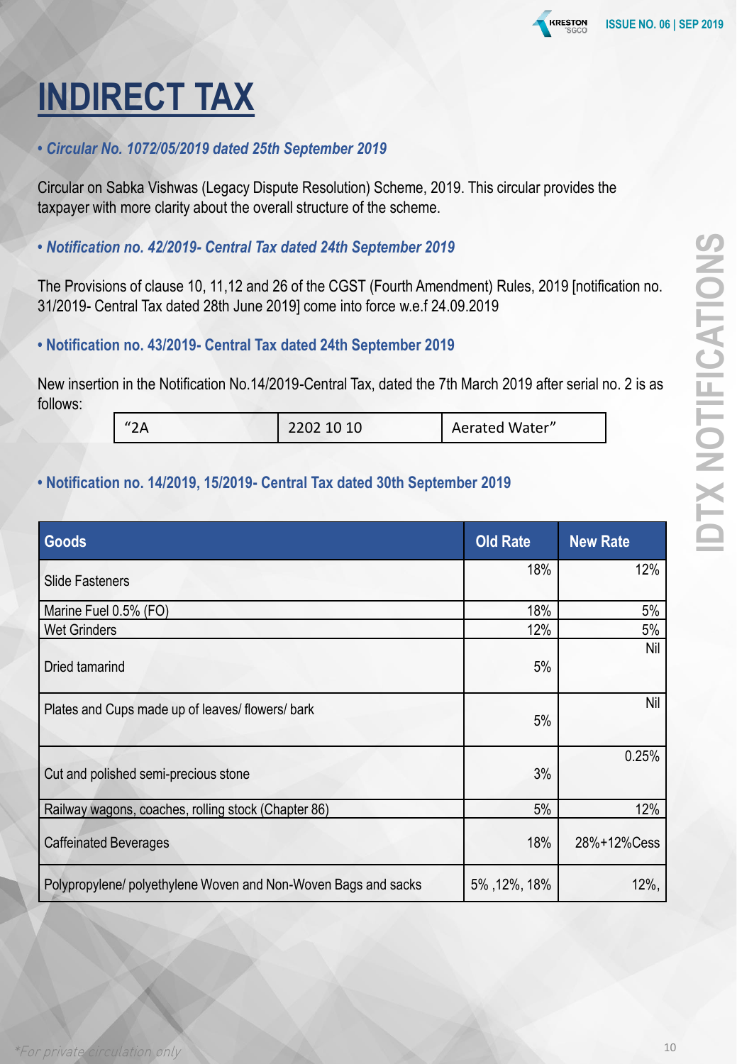# INDIRECT TAX

- ***Circular No. 1072/05/2019 dated 25th September 2019***

Circular on Sabka Vishwas (Legacy Dispute Resolution) Scheme, 2019. This circular provides the taxpayer with more clarity about the overall structure of the scheme.

- ***Notification no. 42/2019- Central Tax dated 24th September 2019***

The Provisions of clause 10, 11,12 and 26 of the CGST (Fourth Amendment) Rules, 2019 [notification no. 31/2019- Central Tax dated 28th June 2019] come into force w.e.f 24.09.2019

- **Notification no. 43/2019- Central Tax dated 24th September 2019**

New insertion in the Notification No.14/2019-Central Tax, dated the 7th March 2019 after serial no. 2 is as follows:

| “2A | 2202 10 10 | Aerated Water” |
|---|---|---|

- **Notification no. 14/2019, 15/2019- Central Tax dated 30th September 2019**

| Goods | Old Rate | New Rate |
|---|---|---|
| Slide Fasteners | 18% | 12% |
| Marine Fuel 0.5% (FO) | 18% | 5% |
| Wet Grinders | 12% | 5% |
| Dried tamarind | 5% | Nil |
| Plates and Cups made up of leaves/ flowers/ bark | 5% | Nil |
| Cut and polished semi-precious stone | 3% | 0.25% |
| Railway wagons, coaches, rolling stock (Chapter 86) | 5% | 12% |
| Caffeinated Beverages | 18% | 28%+12%Cess |
| Polypropylene/ polyethylene Woven and Non-Woven Bags and sacks | 5% ,12%, 18% | 12%, |

*For private circulation only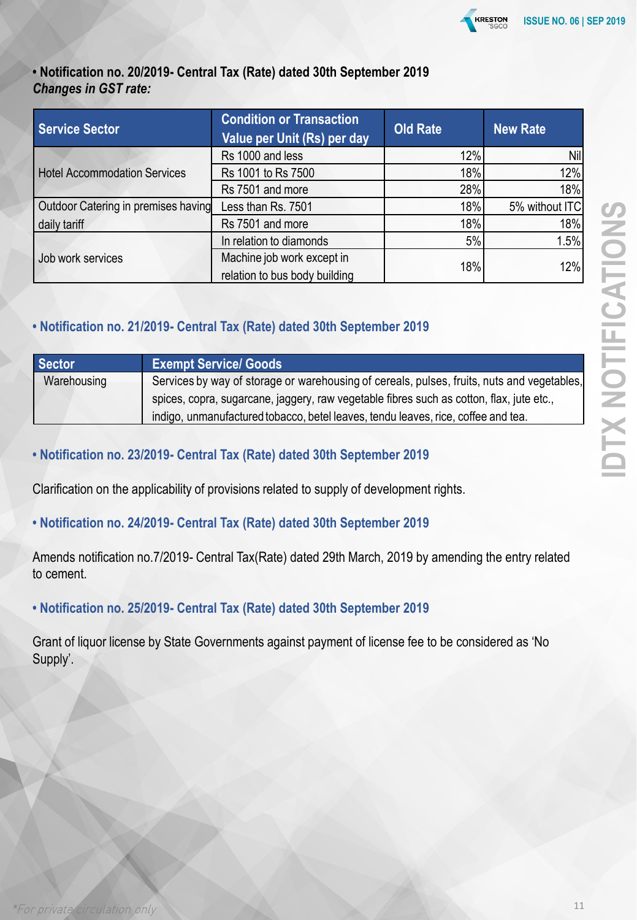- **Notification no. 20/2019- Central Tax (Rate) dated 30th September 2019**

***Changes in GST rate:***

| Service Sector | Condition or Transaction Value per Unit (Rs) per day | Old Rate | New Rate |
|---|---|---|---|
| Hotel Accommodation Services | Rs 1000 and less | 12% | Nil |
| | Rs 1001 to Rs 7500 | 18% | 12% |
| | Rs 7501 and more | 28% | 18% |
| Outdoor Catering in premises having daily tariff | Less than Rs. 7501 | 18% | 5% without ITC |
| | Rs 7501 and more | 18% | 18% |
| Job work services | In relation to diamonds | 5% | 1.5% |
| | Machine job work except in relation to bus body building | 18% | 12% |

- **Notification no. 21/2019- Central Tax (Rate) dated 30th September 2019**

| Sector | Exempt Service/ Goods |
|---|---|
| Warehousing | Services by way of storage or warehousing of cereals, pulses, fruits, nuts and vegetables, spices, copra, sugarcane, jaggery, raw vegetable fibres such as cotton, flax, jute etc., indigo, unmanufactured tobacco, betel leaves, tendu leaves, rice, coffee and tea. |

- **Notification no. 23/2019- Central Tax (Rate) dated 30th September 2019**

Clarification on the applicability of provisions related to supply of development rights.

- **Notification no. 24/2019- Central Tax (Rate) dated 30th September 2019**

Amends notification no.7/2019- Central Tax(Rate) dated 29th March, 2019 by amending the entry related to cement.

- **Notification no. 25/2019- Central Tax (Rate) dated 30th September 2019**

Grant of liquor license by State Governments against payment of license fee to be considered as 'No Supply'.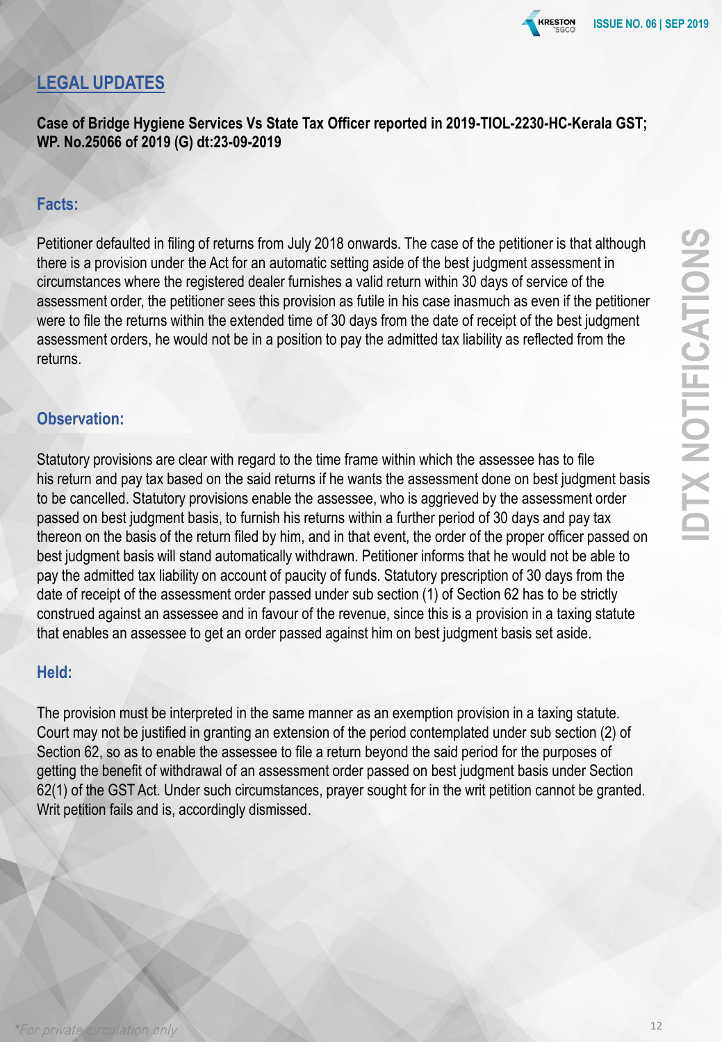## LEGAL UPDATES

**Case of Bridge Hygiene Services Vs State Tax Officer reported in 2019-TIOL-2230-HC-Kerala GST; WP. No.25066 of 2019 (G) dt:23-09-2019**

### Facts:

Petitioner defaulted in filing of returns from July 2018 onwards. The case of the petitioner is that although there is a provision under the Act for an automatic setting aside of the best judgment assessment in circumstances where the registered dealer furnishes a valid return within 30 days of service of the assessment order, the petitioner sees this provision as futile in his case inasmuch as even if the petitioner were to file the returns within the extended time of 30 days from the date of receipt of the best judgment assessment orders, he would not be in a position to pay the admitted tax liability as reflected from the returns.

### Observation:

Statutory provisions are clear with regard to the time frame within which the assessee has to file his return and pay tax based on the said returns if he wants the assessment done on best judgment basis to be cancelled. Statutory provisions enable the assessee, who is aggrieved by the assessment order passed on best judgment basis, to furnish his returns within a further period of 30 days and pay tax thereon on the basis of the return filed by him, and in that event, the order of the proper officer passed on best judgment basis will stand automatically withdrawn. Petitioner informs that he would not be able to pay the admitted tax liability on account of paucity of funds. Statutory prescription of 30 days from the date of receipt of the assessment order passed under sub section (1) of Section 62 has to be strictly construed against an assessee and in favour of the revenue, since this is a provision in a taxing statute that enables an assessee to get an order passed against him on best judgment basis set aside.

### Held:

The provision must be interpreted in the same manner as an exemption provision in a taxing statute. Court may not be justified in granting an extension of the period contemplated under sub section (2) of Section 62, so as to enable the assessee to file a return beyond the said period for the purposes of getting the benefit of withdrawal of an assessment order passed on best judgment basis under Section 62(1) of the GST Act. Under such circumstances, prayer sought for in the writ petition cannot be granted. Writ petition fails and is, accordingly dismissed.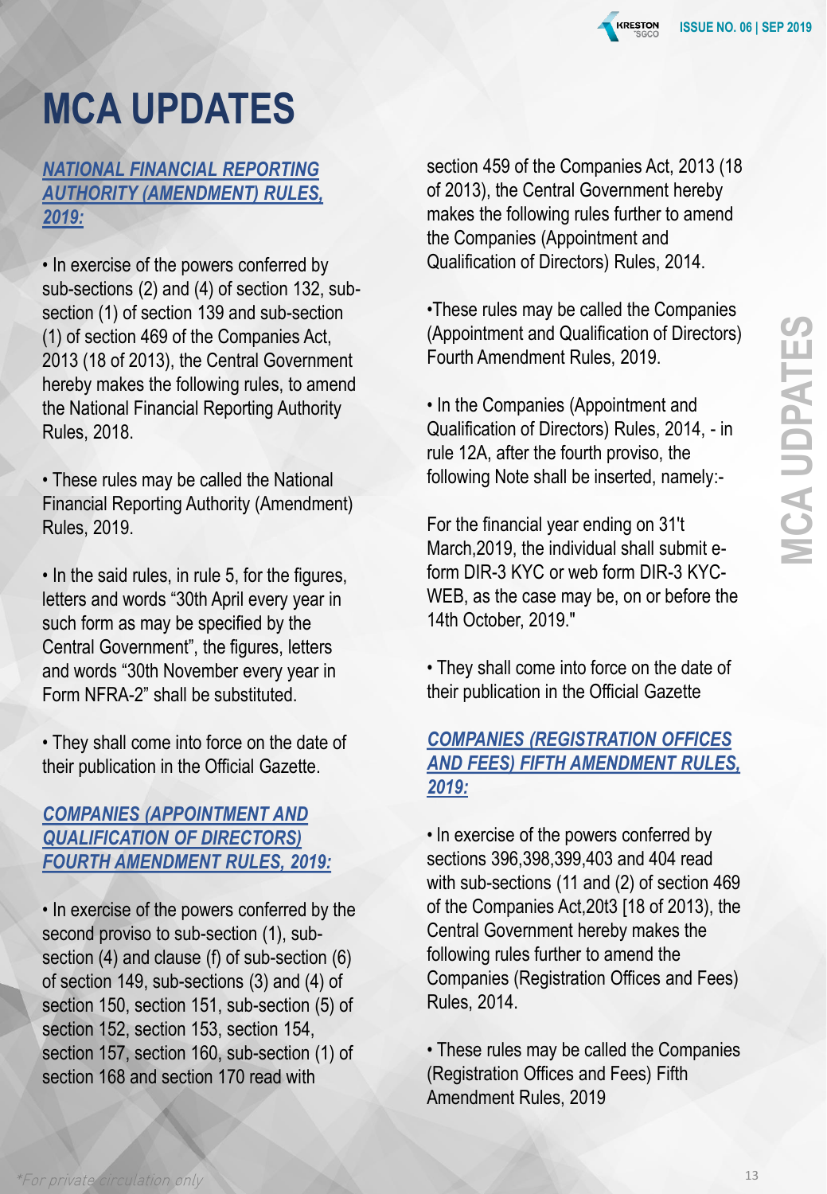# MCA UPDATES

***NATIONAL FINANCIAL REPORTING AUTHORITY (AMENDMENT) RULES, 2019:***

- In exercise of the powers conferred by sub-sections (2) and (4) of section 132, sub-section (1) of section 139 and sub-section (1) of section 469 of the Companies Act, 2013 (18 of 2013), the Central Government hereby makes the following rules, to amend the National Financial Reporting Authority Rules, 2018.

- These rules may be called the National Financial Reporting Authority (Amendment) Rules, 2019.

- In the said rules, in rule 5, for the figures, letters and words "30th April every year in such form as may be specified by the Central Government", the figures, letters and words "30th November every year in Form NFRA-2" shall be substituted.

- They shall come into force on the date of their publication in the Official Gazette.

***COMPANIES (APPOINTMENT AND QUALIFICATION OF DIRECTORS) FOURTH AMENDMENT RULES, 2019:***

- In exercise of the powers conferred by the second proviso to sub-section (1), sub-section (4) and clause (f) of sub-section (6) of section 149, sub-sections (3) and (4) of section 150, section 151, sub-section (5) of section 152, section 153, section 154, section 157, section 160, sub-section (1) of section 168 and section 170 read with section 459 of the Companies Act, 2013 (18 of 2013), the Central Government hereby makes the following rules further to amend the Companies (Appointment and Qualification of Directors) Rules, 2014.

- These rules may be called the Companies (Appointment and Qualification of Directors) Fourth Amendment Rules, 2019.

- In the Companies (Appointment and Qualification of Directors) Rules, 2014, - in rule 12A, after the fourth proviso, the following Note shall be inserted, namely:-

For the financial year ending on 31't March,2019, the individual shall submit e-form DIR-3 KYC or web form DIR-3 KYC-WEB, as the case may be, on or before the 14th October, 2019."

- They shall come into force on the date of their publication in the Official Gazette

***COMPANIES (REGISTRATION OFFICES AND FEES) FIFTH AMENDMENT RULES, 2019:***

- In exercise of the powers conferred by sections 396,398,399,403 and 404 read with sub-sections (11 and (2) of section 469 of the Companies Act,20t3 [18 of 2013), the Central Government hereby makes the following rules further to amend the Companies (Registration Offices and Fees) Rules, 2014.

- These rules may be called the Companies (Registration Offices and Fees) Fifth Amendment Rules, 2019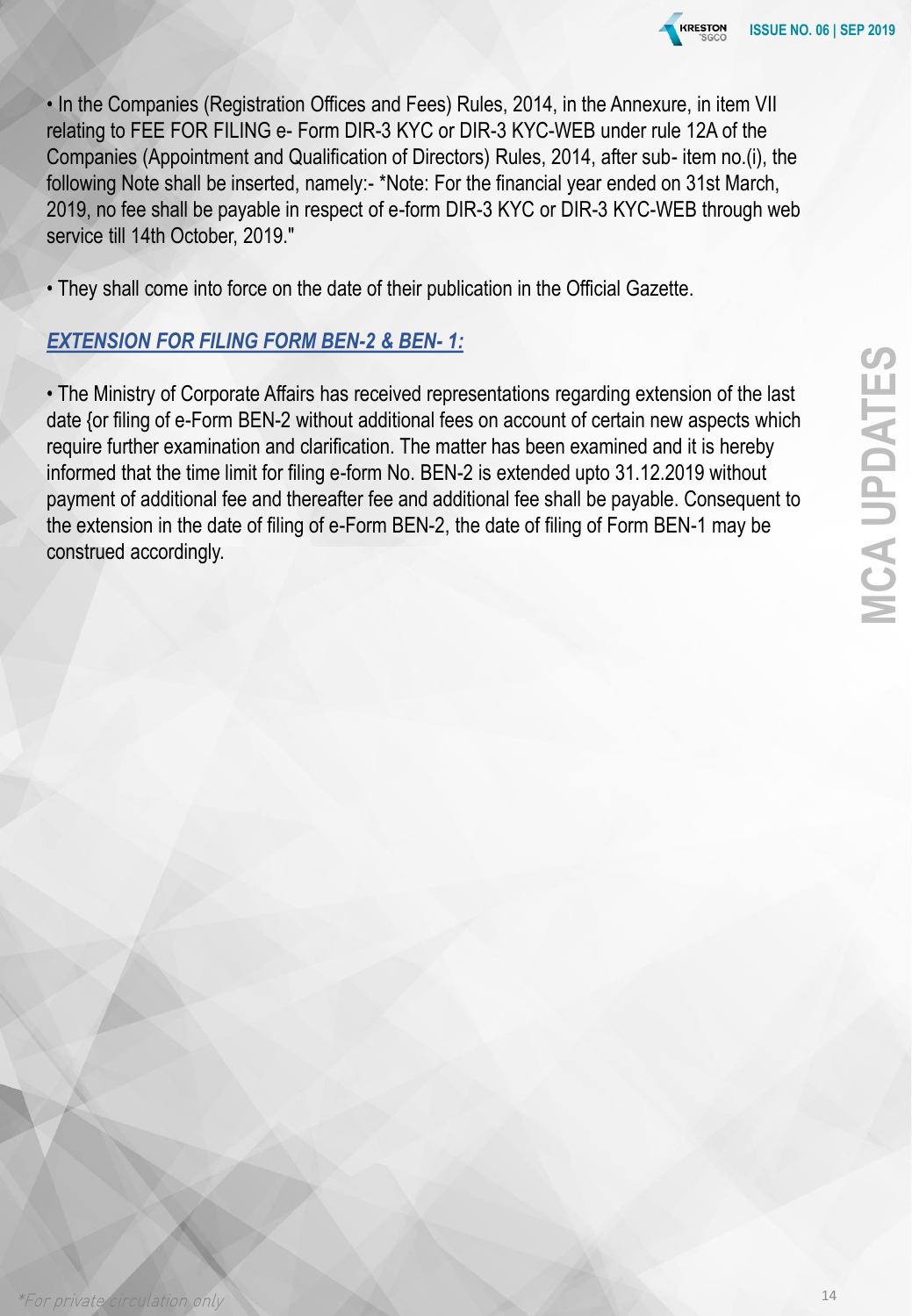• In the Companies (Registration Offices and Fees) Rules, 2014, in the Annexure, in item VII relating to FEE FOR FILING e- Form DIR-3 KYC or DIR-3 KYC-WEB under rule 12A of the Companies (Appointment and Qualification of Directors) Rules, 2014, after sub- item no.(i), the following Note shall be inserted, namely:- *Note: For the financial year ended on 31st March, 2019, no fee shall be payable in respect of e-form DIR-3 KYC or DIR-3 KYC-WEB through web service till 14th October, 2019."

• They shall come into force on the date of their publication in the Official Gazette.

***EXTENSION FOR FILING FORM BEN-2 & BEN- 1:***

• The Ministry of Corporate Affairs has received representations regarding extension of the last date {or filing of e-Form BEN-2 without additional fees on account of certain new aspects which require further examination and clarification. The matter has been examined and it is hereby informed that the time limit for filing e-form No. BEN-2 is extended upto 31.12.2019 without payment of additional fee and thereafter fee and additional fee shall be payable. Consequent to the extension in the date of filing of e-Form BEN-2, the date of filing of Form BEN-1 may be construed accordingly.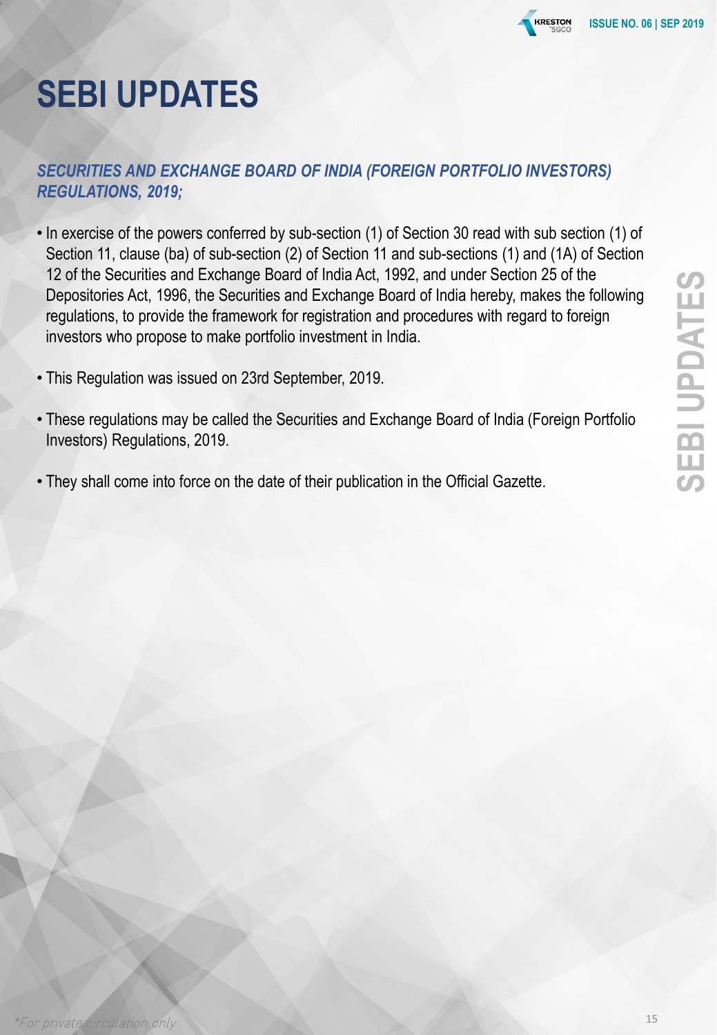# SEBI UPDATES

### *SECURITIES AND EXCHANGE BOARD OF INDIA (FOREIGN PORTFOLIO INVESTORS) REGULATIONS, 2019;*

- In exercise of the powers conferred by sub-section (1) of Section 30 read with sub section (1) of Section 11, clause (ba) of sub-section (2) of Section 11 and sub-sections (1) and (1A) of Section 12 of the Securities and Exchange Board of India Act, 1992, and under Section 25 of the Depositories Act, 1996, the Securities and Exchange Board of India hereby, makes the following regulations, to provide the framework for registration and procedures with regard to foreign investors who propose to make portfolio investment in India.

- This Regulation was issued on 23rd September, 2019.

- These regulations may be called the Securities and Exchange Board of India (Foreign Portfolio Investors) Regulations, 2019.

- They shall come into force on the date of their publication in the Official Gazette.

*For private circulation only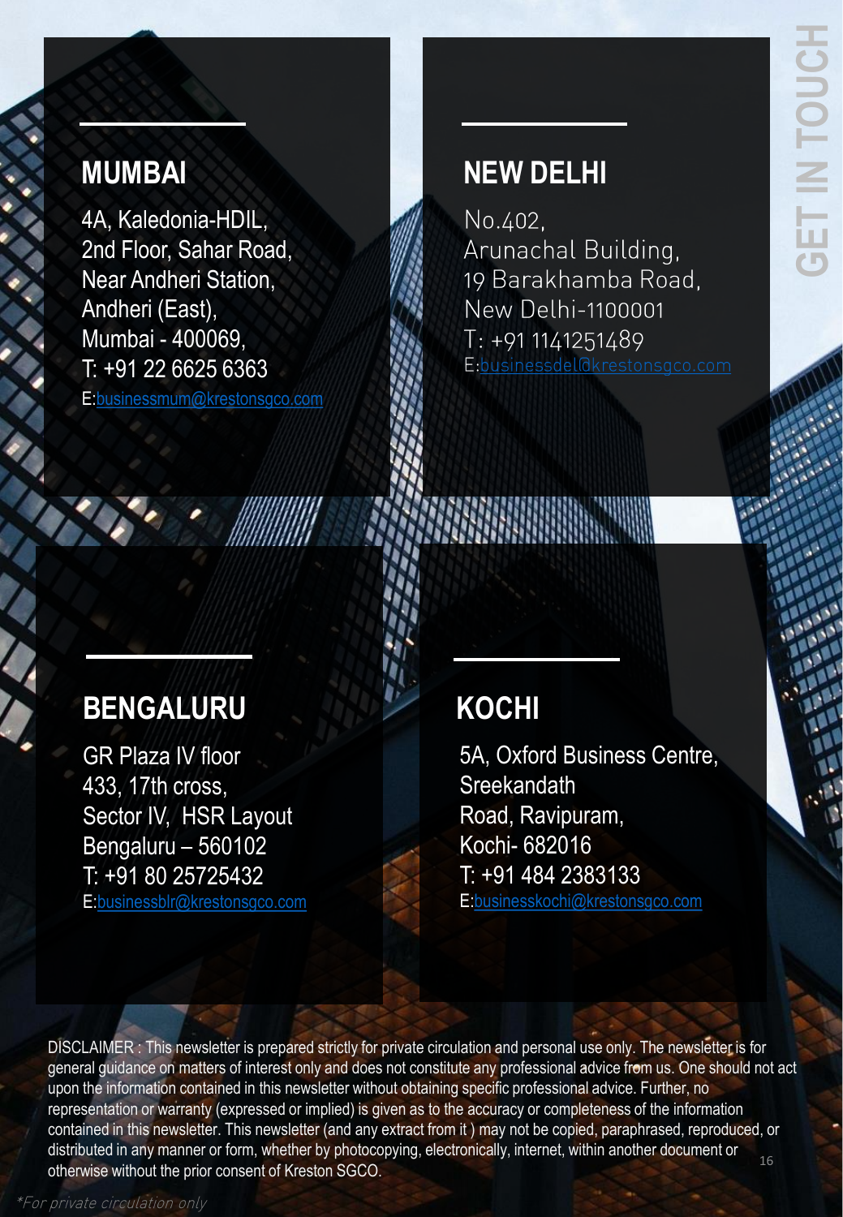# GET IN TOUCH

## MUMBAI

4A, Kaledonia-HDIL,
2nd Floor, Sahar Road,
Near Andheri Station,
Andheri (East),
Mumbai - 400069,
T: +91 22 6625 6363
E:businessmum@krestonsgco.com

## NEW DELHI

No.402,
Arunachal Building,
19 Barakhamba Road,
New Delhi-1100001
T: +91 1141251489
E:businessdel@krestonsgco.com

## BENGALURU

GR Plaza IV floor
433, 17th cross,
Sector IV, HSR Layout
Bengaluru – 560102
T: +91 80 25725432
E:businessblr@krestonsgco.com

## KOCHI

5A, Oxford Business Centre,
Sreekandath
Road, Ravipuram,
Kochi- 682016
T: +91 484 2383133
E:businesskochi@krestonsgco.com

DISCLAIMER : This newsletter is prepared strictly for private circulation and personal use only. The newsletter is for general guidance on matters of interest only and does not constitute any professional advice from us. One should not act upon the information contained in this newsletter without obtaining specific professional advice. Further, no representation or warranty (expressed or implied) is given as to the accuracy or completeness of the information contained in this newsletter. This newsletter (and any extract from it ) may not be copied, paraphrased, reproduced, or distributed in any manner or form, whether by photocopying, electronically, internet, within another document or otherwise without the prior consent of Kreston SGCO.

*For private circulation only